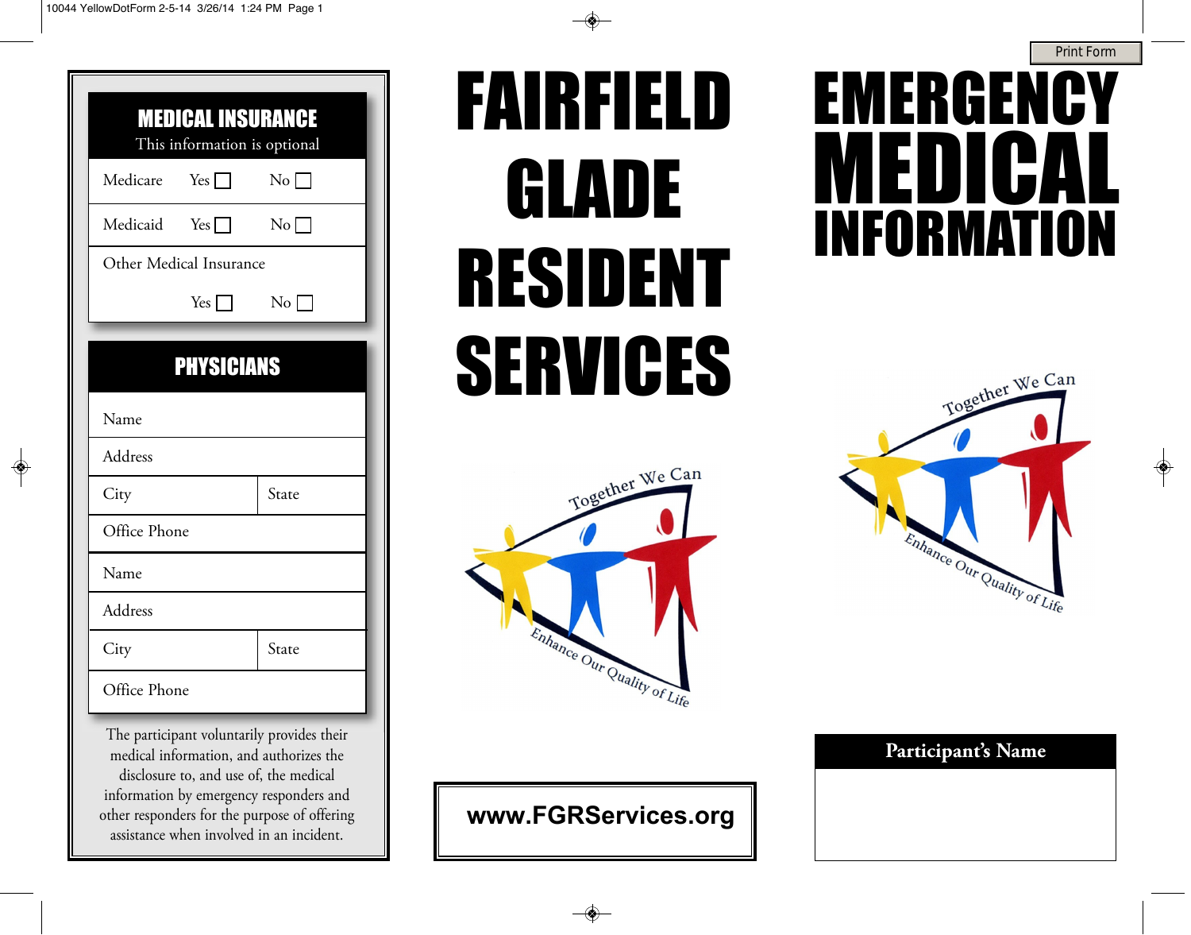## MEDICAL INSURANCE

This information is optional

| | | |
|---|---|---|
| Medicare | Yes ☐ | No ☐ |
| Medicaid | Yes ☐ | No ☐ |
| Other Medical Insurance | Yes ☐ | No ☐ |

## PHYSICIANS

| | |
|---|---|
| Name | |
| Address | |
| City | State |
| Office Phone | |
| Name | |
| Address | |
| City | State |
| Office Phone | |

The participant voluntarily provides their medical information, and authorizes the disclosure to, and use of, the medical information by emergency responders and other responders for the purpose of offering assistance when involved in an incident.

# FAIRFIELD GLADE RESIDENT SERVICES

Together We Can

Enhance Our Quality of Life

**www.FGRServices.org**

# EMERGENCY MEDICAL INFORMATION

Together We Can

Enhance Our Quality of Life

| Participant's Name |
|---|
| |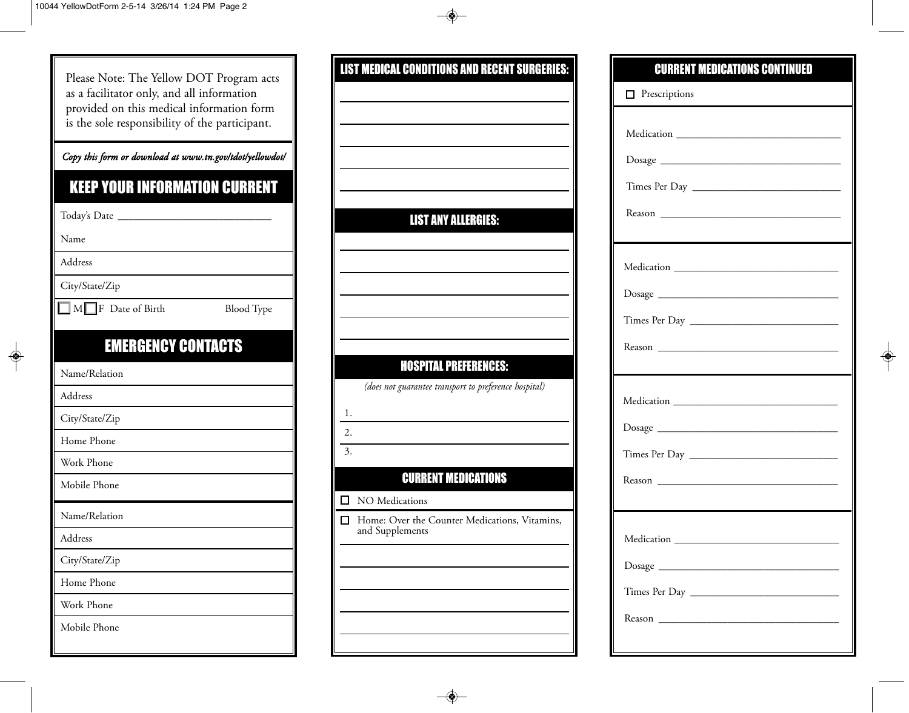Please Note: The Yellow DOT Program acts as a facilitator only, and all information provided on this medical information form is the sole responsibility of the participant.

*Copy this form or download at www.tn.gov/tdot/yellowdot/*

## KEEP YOUR INFORMATION CURRENT

Today's Date ______________________________

Name

Address

City/State/Zip

☐ M ☐ F Date of Birth Blood Type

## EMERGENCY CONTACTS

Name/Relation

Address

City/State/Zip

Home Phone

Work Phone

Mobile Phone

Name/Relation

Address

City/State/Zip

Home Phone

Work Phone

Mobile Phone

## LIST MEDICAL CONDITIONS AND RECENT SURGERIES:

## LIST ANY ALLERGIES:

## HOSPITAL PREFERENCES:

*(does not guarantee transport to preference hospital)*

1.

2.

3.

## CURRENT MEDICATIONS

☐ NO Medications

☐ Home: Over the Counter Medications, Vitamins, and Supplements

## CURRENT MEDICATIONS CONTINUED

☐ Prescriptions

Medication ________________________________

Dosage ____________________________________

Times Per Day ______________________________

Reason ____________________________________

Medication ________________________________

Dosage ____________________________________

Times Per Day ______________________________

Reason ____________________________________

Medication ________________________________

Dosage ____________________________________

Times Per Day ______________________________

Reason ____________________________________

Medication ________________________________

Dosage ____________________________________

Times Per Day ______________________________

Reason ____________________________________